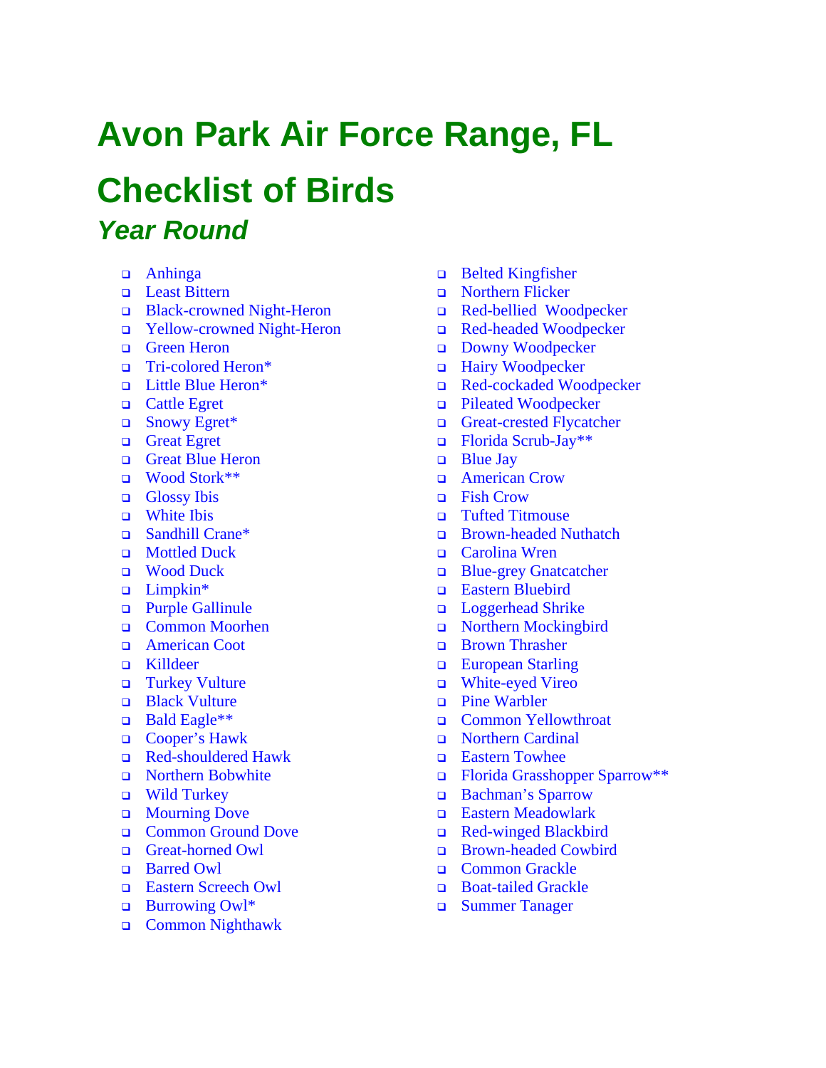# Avon Park Air Force Range, FL

# Checklist of Birds

## *Year Round*

- ❑ Anhinga
- ❑ Least Bittern
- ❑ Black-crowned Night-Heron
- ❑ Yellow-crowned Night-Heron
- ❑ Green Heron
- ❑ Tri-colored Heron*
- ❑ Little Blue Heron*
- ❑ Cattle Egret
- ❑ Snowy Egret*
- ❑ Great Egret
- ❑ Great Blue Heron
- ❑ Wood Stork**
- ❑ Glossy Ibis
- ❑ White Ibis
- ❑ Sandhill Crane*
- ❑ Mottled Duck
- ❑ Wood Duck
- ❑ Limpkin*
- ❑ Purple Gallinule
- ❑ Common Moorhen
- ❑ American Coot
- ❑ Killdeer
- ❑ Turkey Vulture
- ❑ Black Vulture
- ❑ Bald Eagle**
- ❑ Cooper's Hawk
- ❑ Red-shouldered Hawk
- ❑ Northern Bobwhite
- ❑ Wild Turkey
- ❑ Mourning Dove
- ❑ Common Ground Dove
- ❑ Great-horned Owl
- ❑ Barred Owl
- ❑ Eastern Screech Owl
- ❑ Burrowing Owl*
- ❑ Common Nighthawk
- ❑ Belted Kingfisher
- ❑ Northern Flicker
- ❑ Red-bellied Woodpecker
- ❑ Red-headed Woodpecker
- ❑ Downy Woodpecker
- ❑ Hairy Woodpecker
- ❑ Red-cockaded Woodpecker
- ❑ Pileated Woodpecker
- ❑ Great-crested Flycatcher
- ❑ Florida Scrub-Jay**
- ❑ Blue Jay
- ❑ American Crow
- ❑ Fish Crow
- ❑ Tufted Titmouse
- ❑ Brown-headed Nuthatch
- ❑ Carolina Wren
- ❑ Blue-grey Gnatcatcher
- ❑ Eastern Bluebird
- ❑ Loggerhead Shrike
- ❑ Northern Mockingbird
- ❑ Brown Thrasher
- ❑ European Starling
- ❑ White-eyed Vireo
- ❑ Pine Warbler
- ❑ Common Yellowthroat
- ❑ Northern Cardinal
- ❑ Eastern Towhee
- ❑ Florida Grasshopper Sparrow**
- ❑ Bachman's Sparrow
- ❑ Eastern Meadowlark
- ❑ Red-winged Blackbird
- ❑ Brown-headed Cowbird
- ❑ Common Grackle
- ❑ Boat-tailed Grackle
- ❑ Summer Tanager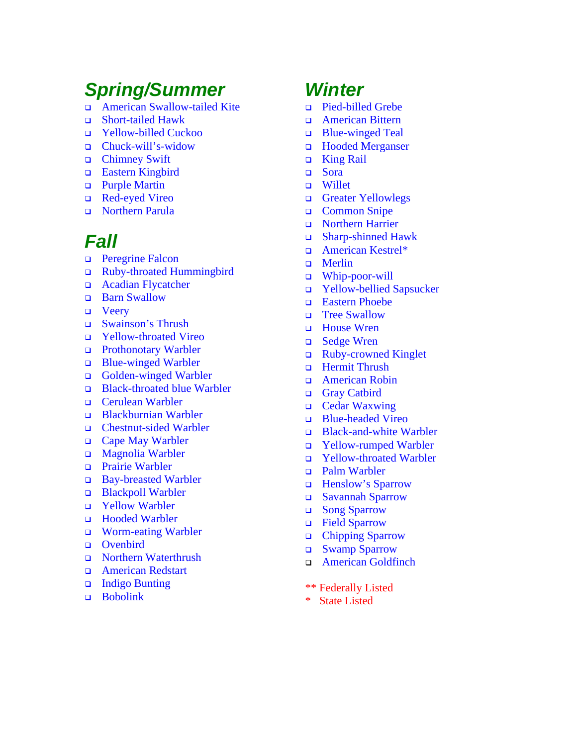## Spring/Summer

- American Swallow-tailed Kite
- Short-tailed Hawk
- Yellow-billed Cuckoo
- Chuck-will's-widow
- Chimney Swift
- Eastern Kingbird
- Purple Martin
- Red-eyed Vireo
- Northern Parula

## Fall

- Peregrine Falcon
- Ruby-throated Hummingbird
- Acadian Flycatcher
- Barn Swallow
- Veery
- Swainson's Thrush
- Yellow-throated Vireo
- Prothonotary Warbler
- Blue-winged Warbler
- Golden-winged Warbler
- Black-throated blue Warbler
- Cerulean Warbler
- Blackburnian Warbler
- Chestnut-sided Warbler
- Cape May Warbler
- Magnolia Warbler
- Prairie Warbler
- Bay-breasted Warbler
- Blackpoll Warbler
- Yellow Warbler
- Hooded Warbler
- Worm-eating Warbler
- Ovenbird
- Northern Waterthrush
- American Redstart
- Indigo Bunting
- Bobolink

## Winter

- Pied-billed Grebe
- American Bittern
- Blue-winged Teal
- Hooded Merganser
- King Rail
- Sora
- Willet
- Greater Yellowlegs
- Common Snipe
- Northern Harrier
- Sharp-shinned Hawk
- American Kestrel*
- Merlin
- Whip-poor-will
- Yellow-bellied Sapsucker
- Eastern Phoebe
- Tree Swallow
- House Wren
- Sedge Wren
- Ruby-crowned Kinglet
- Hermit Thrush
- American Robin
- Gray Catbird
- Cedar Waxwing
- Blue-headed Vireo
- Black-and-white Warbler
- Yellow-rumped Warbler
- Yellow-throated Warbler
- Palm Warbler
- Henslow's Sparrow
- Savannah Sparrow
- Song Sparrow
- Field Sparrow
- Chipping Sparrow
- Swamp Sparrow
- American Goldfinch

** Federally Listed
* State Listed